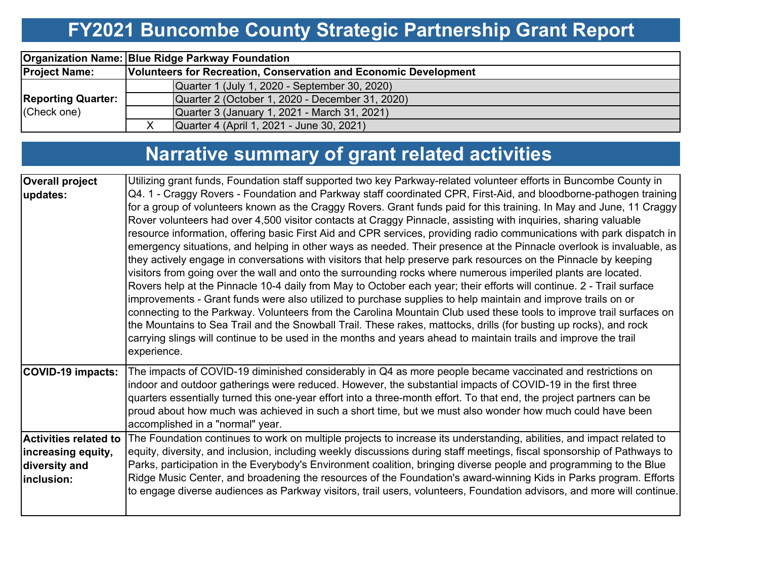# FY2021 Buncombe County Strategic Partnership Grant Report

| | | |
|---|---|---|
| **Organization Name:** | **Blue Ridge Parkway Foundation** | |
| **Project Name:** | **Volunteers for Recreation, Conservation and Economic Development** | |
| **Reporting Quarter:** (Check one) | | Quarter 1 (July 1, 2020 - September 30, 2020) |
| | | Quarter 2 (October 1, 2020 - December 31, 2020) |
| | | Quarter 3 (January 1, 2021 - March 31, 2021) |
| | X | Quarter 4 (April 1, 2021 - June 30, 2021) |

## Narrative summary of grant related activities

| | |
|---|---|
| **Overall project updates:** | Utilizing grant funds, Foundation staff supported two key Parkway-related volunteer efforts in Buncombe County in Q4. 1 - Craggy Rovers - Foundation and Parkway staff coordinated CPR, First-Aid, and bloodborne-pathogen training for a group of volunteers known as the Craggy Rovers. Grant funds paid for this training. In May and June, 11 Craggy Rover volunteers had over 4,500 visitor contacts at Craggy Pinnacle, assisting with inquiries, sharing valuable resource information, offering basic First Aid and CPR services, providing radio communications with park dispatch in emergency situations, and helping in other ways as needed. Their presence at the Pinnacle overlook is invaluable, as they actively engage in conversations with visitors that help preserve park resources on the Pinnacle by keeping visitors from going over the wall and onto the surrounding rocks where numerous imperiled plants are located. Rovers help at the Pinnacle 10-4 daily from May to October each year; their efforts will continue. 2 - Trail surface improvements - Grant funds were also utilized to purchase supplies to help maintain and improve trails on or connecting to the Parkway. Volunteers from the Carolina Mountain Club used these tools to improve trail surfaces on the Mountains to Sea Trail and the Snowball Trail. These rakes, mattocks, drills (for busting up rocks), and rock carrying slings will continue to be used in the months and years ahead to maintain trails and improve the trail experience. |
| **COVID-19 impacts:** | The impacts of COVID-19 diminished considerably in Q4 as more people became vaccinated and restrictions on indoor and outdoor gatherings were reduced. However, the substantial impacts of COVID-19 in the first three quarters essentially turned this one-year effort into a three-month effort. To that end, the project partners can be proud about how much was achieved in such a short time, but we must also wonder how much could have been accomplished in a "normal" year. |
| **Activities related to increasing equity, diversity and inclusion:** | The Foundation continues to work on multiple projects to increase its understanding, abilities, and impact related to equity, diversity, and inclusion, including weekly discussions during staff meetings, fiscal sponsorship of Pathways to Parks, participation in the Everybody's Environment coalition, bringing diverse people and programming to the Blue Ridge Music Center, and broadening the resources of the Foundation's award-winning Kids in Parks program. Efforts to engage diverse audiences as Parkway visitors, trail users, volunteers, Foundation advisors, and more will continue. |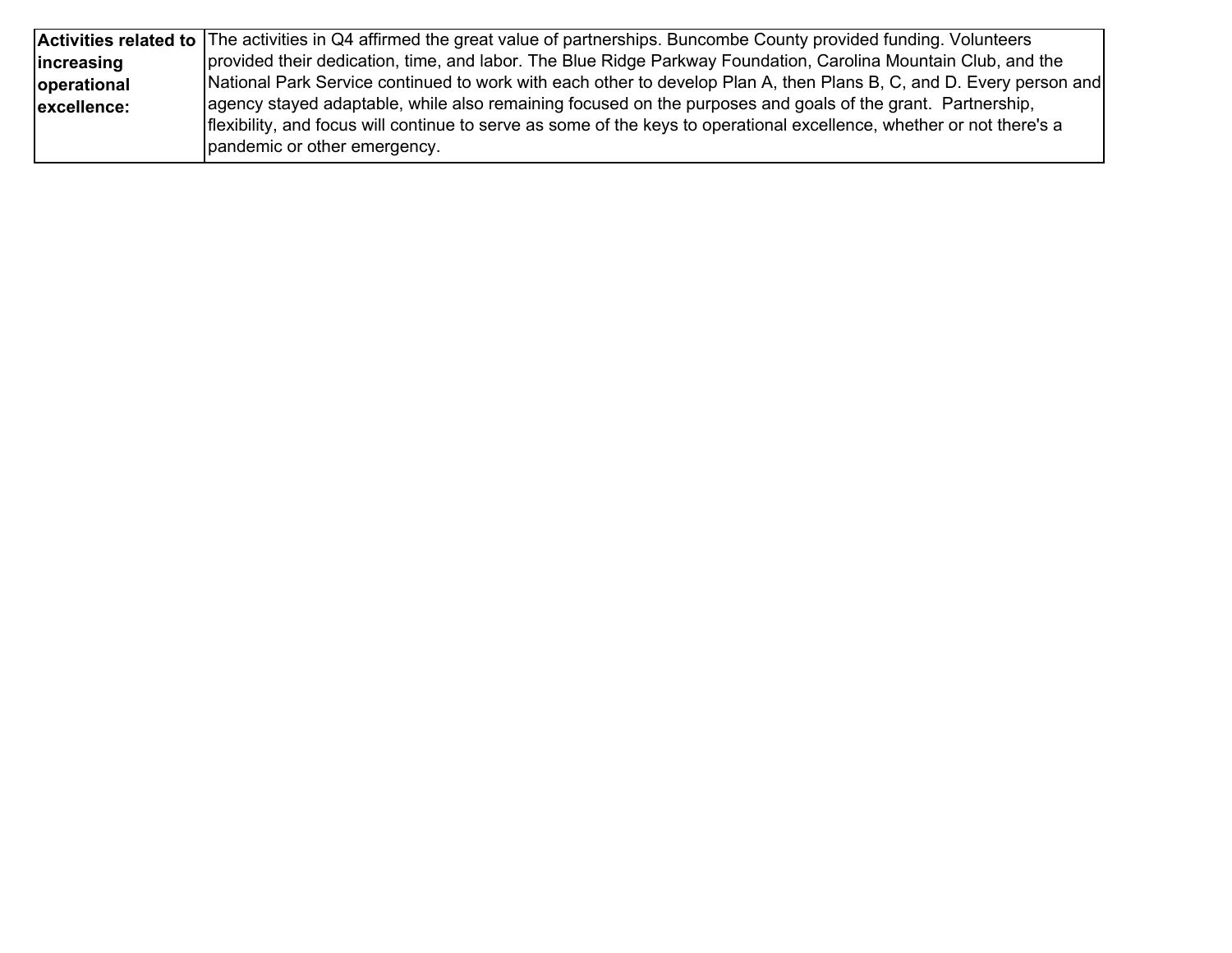| **Activities related to increasing operational excellence:** | The activities in Q4 affirmed the great value of partnerships. Buncombe County provided funding. Volunteers provided their dedication, time, and labor. The Blue Ridge Parkway Foundation, Carolina Mountain Club, and the National Park Service continued to work with each other to develop Plan A, then Plans B, C, and D. Every person and agency stayed adaptable, while also remaining focused on the purposes and goals of the grant. Partnership, flexibility, and focus will continue to serve as some of the keys to operational excellence, whether or not there's a pandemic or other emergency. |
|---|---|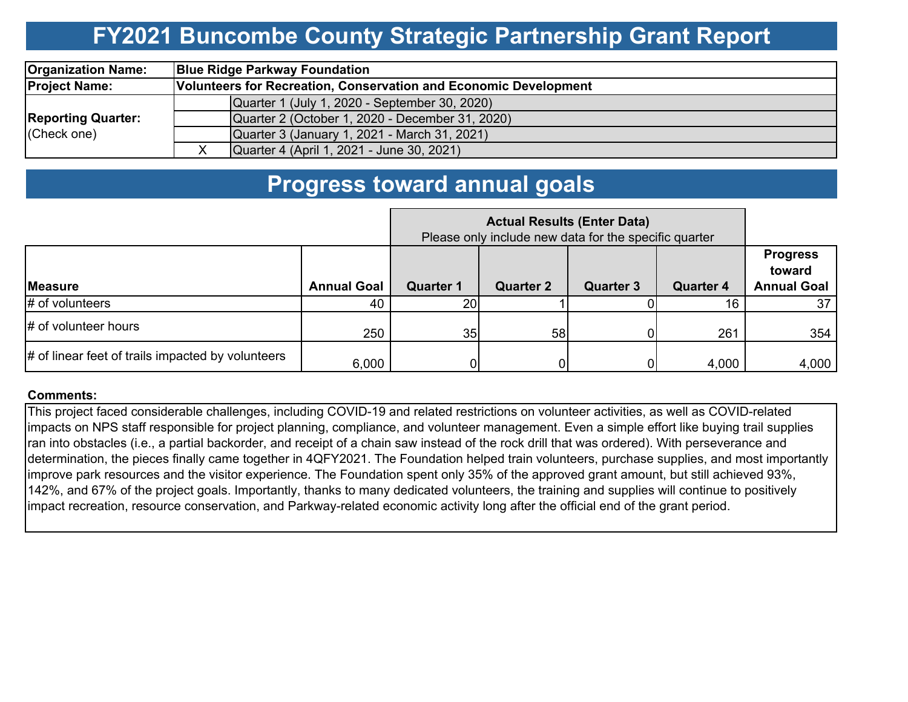# FY2021 Buncombe County Strategic Partnership Grant Report

| | | |
|---|---|---|
| **Organization Name:** | **Blue Ridge Parkway Foundation** | |
| **Project Name:** | **Volunteers for Recreation, Conservation and Economic Development** | |
| **Reporting Quarter:** (Check one) | | Quarter 1 (July 1, 2020 - September 30, 2020) |
| | | Quarter 2 (October 1, 2020 - December 31, 2020) |
| | | Quarter 3 (January 1, 2021 - March 31, 2021) |
| | X | Quarter 4 (April 1, 2021 - June 30, 2021) |

## Progress toward annual goals

| | | **Actual Results (Enter Data)** Please only include new data for the specific quarter | | | | |
|---|---|---|---|---|---|---|
| **Measure** | **Annual Goal** | **Quarter 1** | **Quarter 2** | **Quarter 3** | **Quarter 4** | **Progress toward Annual Goal** |
| # of volunteers | 40 | 20 | 1 | 0 | 16 | 37 |
| # of volunteer hours | 250 | 35 | 58 | 0 | 261 | 354 |
| # of linear feet of trails impacted by volunteers | 6,000 | 0 | 0 | 0 | 4,000 | 4,000 |

**Comments:**

This project faced considerable challenges, including COVID-19 and related restrictions on volunteer activities, as well as COVID-related impacts on NPS staff responsible for project planning, compliance, and volunteer management. Even a simple effort like buying trail supplies ran into obstacles (i.e., a partial backorder, and receipt of a chain saw instead of the rock drill that was ordered). With perseverance and determination, the pieces finally came together in 4QFY2021. The Foundation helped train volunteers, purchase supplies, and most importantly improve park resources and the visitor experience. The Foundation spent only 35% of the approved grant amount, but still achieved 93%, 142%, and 67% of the project goals. Importantly, thanks to many dedicated volunteers, the training and supplies will continue to positively impact recreation, resource conservation, and Parkway-related economic activity long after the official end of the grant period.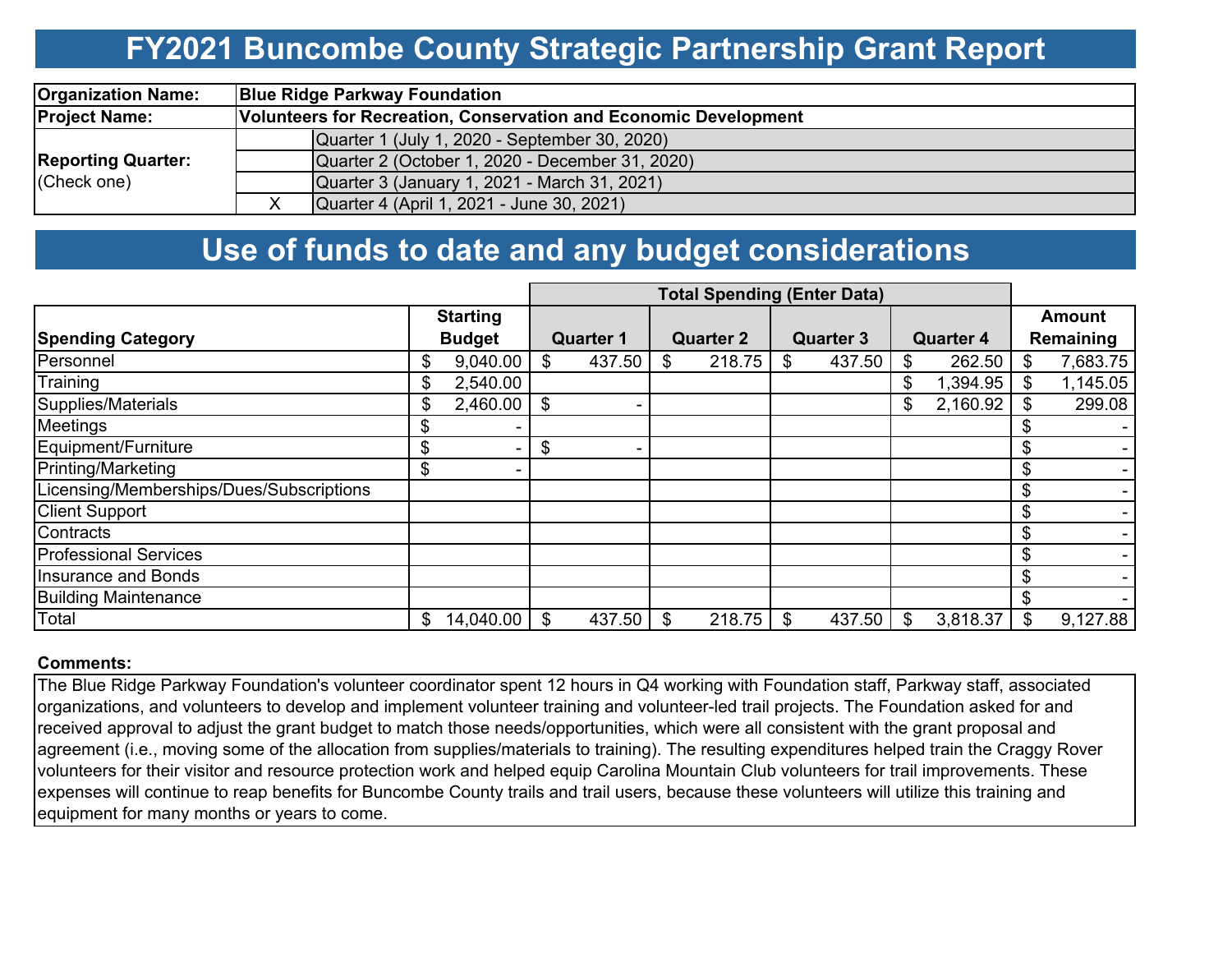# FY2021 Buncombe County Strategic Partnership Grant Report

| | | |
|---|---|---|
| **Organization Name:** | **Blue Ridge Parkway Foundation** | |
| **Project Name:** | **Volunteers for Recreation, Conservation and Economic Development** | |
| **Reporting Quarter:** (Check one) | | Quarter 1 (July 1, 2020 - September 30, 2020) |
| | | Quarter 2 (October 1, 2020 - December 31, 2020) |
| | | Quarter 3 (January 1, 2021 - March 31, 2021) |
| | X | Quarter 4 (April 1, 2021 - June 30, 2021) |

# Use of funds to date and any budget considerations

| | | Total Spending (Enter Data) | | | | |
|---|---|---|---|---|---|---|
| **Spending Category** | **Starting Budget** | **Quarter 1** | **Quarter 2** | **Quarter 3** | **Quarter 4** | **Amount Remaining** |
| Personnel | $ 9,040.00 | $ 437.50 | $ 218.75 | $ 437.50 | $ 262.50 | $ 7,683.75 |
| Training | $ 2,540.00 | | | | $ 1,394.95 | $ 1,145.05 |
| Supplies/Materials | $ 2,460.00 | $ - | | | $ 2,160.92 | $ 299.08 |
| Meetings | $ - | | | | | $ - |
| Equipment/Furniture | $ - | $ - | | | | $ - |
| Printing/Marketing | $ - | | | | | $ - |
| Licensing/Memberships/Dues/Subscriptions | | | | | | $ - |
| Client Support | | | | | | $ - |
| Contracts | | | | | | $ - |
| Professional Services | | | | | | $ - |
| Insurance and Bonds | | | | | | $ - |
| Building Maintenance | | | | | | $ - |
| Total | $ 14,040.00 | $ 437.50 | $ 218.75 | $ 437.50 | $ 3,818.37 | $ 9,127.88 |

**Comments:**

The Blue Ridge Parkway Foundation's volunteer coordinator spent 12 hours in Q4 working with Foundation staff, Parkway staff, associated organizations, and volunteers to develop and implement volunteer training and volunteer-led trail projects. The Foundation asked for and received approval to adjust the grant budget to match those needs/opportunities, which were all consistent with the grant proposal and agreement (i.e., moving some of the allocation from supplies/materials to training). The resulting expenditures helped train the Craggy Rover volunteers for their visitor and resource protection work and helped equip Carolina Mountain Club volunteers for trail improvements. These expenses will continue to reap benefits for Buncombe County trails and trail users, because these volunteers will utilize this training and equipment for many months or years to come.